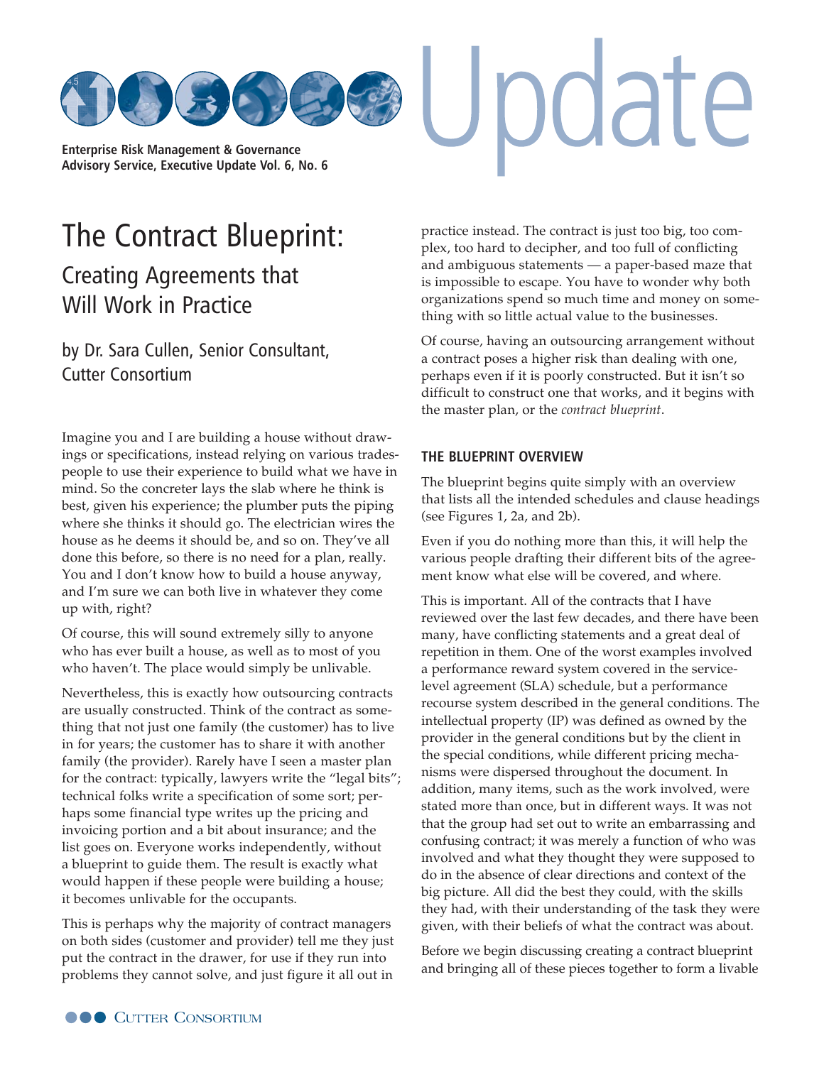Enterprise Risk Management & Governance Advisory Service, Executive Update Vol. 6, No. 6

# The Contract Blueprint:

## Creating Agreements that Will Work in Practice

by Dr. Sara Cullen, Senior Consultant, Cutter Consortium

Imagine you and I are building a house without drawings or specifications, instead relying on various tradespeople to use their experience to build what we have in mind. So the concreter lays the slab where he think is best, given his experience; the plumber puts the piping where she thinks it should go. The electrician wires the house as he deems it should be, and so on. They've all done this before, so there is no need for a plan, really. You and I don't know how to build a house anyway, and I'm sure we can both live in whatever they come up with, right?

Of course, this will sound extremely silly to anyone who has ever built a house, as well as to most of you who haven't. The place would simply be unlivable.

Nevertheless, this is exactly how outsourcing contracts are usually constructed. Think of the contract as something that not just one family (the customer) has to live in for years; the customer has to share it with another family (the provider). Rarely have I seen a master plan for the contract: typically, lawyers write the "legal bits"; technical folks write a specification of some sort; perhaps some financial type writes up the pricing and invoicing portion and a bit about insurance; and the list goes on. Everyone works independently, without a blueprint to guide them. The result is exactly what would happen if these people were building a house; it becomes unlivable for the occupants.

This is perhaps why the majority of contract managers on both sides (customer and provider) tell me they just put the contract in the drawer, for use if they run into problems they cannot solve, and just figure it all out in practice instead. The contract is just too big, too complex, too hard to decipher, and too full of conflicting and ambiguous statements — a paper-based maze that is impossible to escape. You have to wonder why both organizations spend so much time and money on something with so little actual value to the businesses.

Of course, having an outsourcing arrangement without a contract poses a higher risk than dealing with one, perhaps even if it is poorly constructed. But it isn't so difficult to construct one that works, and it begins with the master plan, or the *contract blueprint.*

### THE BLUEPRINT OVERVIEW

The blueprint begins quite simply with an overview that lists all the intended schedules and clause headings (see Figures 1, 2a, and 2b).

Even if you do nothing more than this, it will help the various people drafting their different bits of the agreement know what else will be covered, and where.

This is important. All of the contracts that I have reviewed over the last few decades, and there have been many, have conflicting statements and a great deal of repetition in them. One of the worst examples involved a performance reward system covered in the service-level agreement (SLA) schedule, but a performance recourse system described in the general conditions. The intellectual property (IP) was defined as owned by the provider in the general conditions but by the client in the special conditions, while different pricing mechanisms were dispersed throughout the document. In addition, many items, such as the work involved, were stated more than once, but in different ways. It was not that the group had set out to write an embarrassing and confusing contract; it was merely a function of who was involved and what they thought they were supposed to do in the absence of clear directions and context of the big picture. All did the best they could, with the skills they had, with their understanding of the task they were given, with their beliefs of what the contract was about.

Before we begin discussing creating a contract blueprint and bringing all of these pieces together to form a livable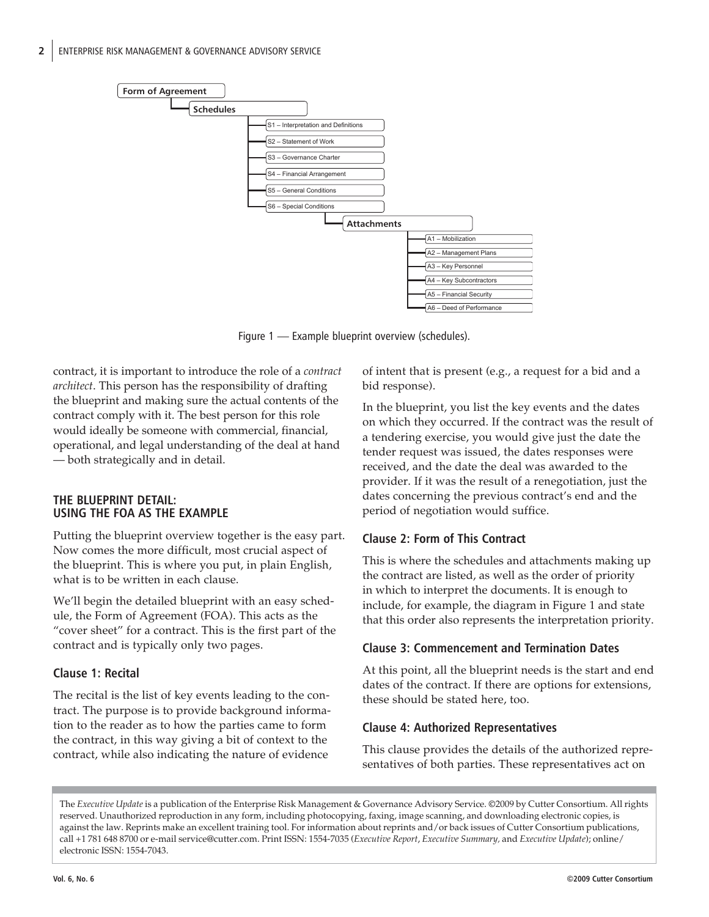- Form of Agreement
  - Schedules
    - S1 – Interpretation and Definitions
    - S2 – Statement of Work
    - S3 – Governance Charter
    - S4 – Financial Arrangement
    - S5 – General Conditions
    - S6 – Special Conditions
      - Attachments
        - A1 – Mobilization
        - A2 – Management Plans
        - A3 – Key Personnel
        - A4 – Key Subcontractors
        - A5 – Financial Security
        - A6 – Deed of Performance

Figure 1 — Example blueprint overview (schedules).

contract, it is important to introduce the role of a *contract architect*. This person has the responsibility of drafting the blueprint and making sure the actual contents of the contract comply with it. The best person for this role would ideally be someone with commercial, financial, operational, and legal understanding of the deal at hand — both strategically and in detail.

## THE BLUEPRINT DETAIL: USING THE FOA AS THE EXAMPLE

Putting the blueprint overview together is the easy part. Now comes the more difficult, most crucial aspect of the blueprint. This is where you put, in plain English, what is to be written in each clause.

We'll begin the detailed blueprint with an easy schedule, the Form of Agreement (FOA). This acts as the "cover sheet" for a contract. This is the first part of the contract and is typically only two pages.

### Clause 1: Recital

The recital is the list of key events leading to the contract. The purpose is to provide background information to the reader as to how the parties came to form the contract, in this way giving a bit of context to the contract, while also indicating the nature of evidence of intent that is present (e.g., a request for a bid and a bid response).

In the blueprint, you list the key events and the dates on which they occurred. If the contract was the result of a tendering exercise, you would give just the date the tender request was issued, the dates responses were received, and the date the deal was awarded to the provider. If it was the result of a renegotiation, just the dates concerning the previous contract's end and the period of negotiation would suffice.

### Clause 2: Form of This Contract

This is where the schedules and attachments making up the contract are listed, as well as the order of priority in which to interpret the documents. It is enough to include, for example, the diagram in Figure 1 and state that this order also represents the interpretation priority.

### Clause 3: Commencement and Termination Dates

At this point, all the blueprint needs is the start and end dates of the contract. If there are options for extensions, these should be stated here, too.

### Clause 4: Authorized Representatives

This clause provides the details of the authorized representatives of both parties. These representatives act on

The *Executive Update* is a publication of the Enterprise Risk Management & Governance Advisory Service. ©2009 by Cutter Consortium. All rights reserved. Unauthorized reproduction in any form, including photocopying, faxing, image scanning, and downloading electronic copies, is against the law. Reprints make an excellent training tool. For information about reprints and/or back issues of Cutter Consortium publications, call +1 781 648 8700 or e-mail service@cutter.com. Print ISSN: 1554-7035 (*Executive Report*, *Executive Summary,* and *Executive Update*); online/electronic ISSN: 1554-7043.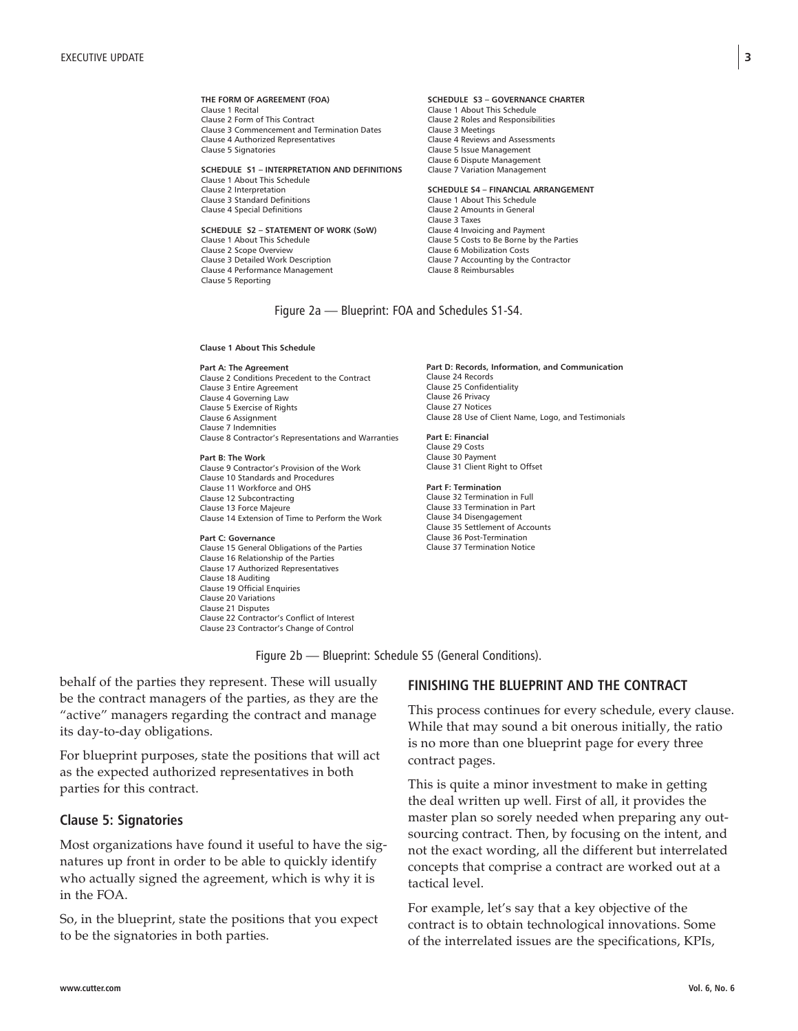**THE FORM OF AGREEMENT (FOA)**
Clause 1 Recital
Clause 2 Form of This Contract
Clause 3 Commencement and Termination Dates
Clause 4 Authorized Representatives
Clause 5 Signatories

**SCHEDULE S1 – INTERPRETATION AND DEFINITIONS**
Clause 1 About This Schedule
Clause 2 Interpretation
Clause 3 Standard Definitions
Clause 4 Special Definitions

**SCHEDULE S2 – STATEMENT OF WORK (SoW)**
Clause 1 About This Schedule
Clause 2 Scope Overview
Clause 3 Detailed Work Description
Clause 4 Performance Management
Clause 5 Reporting

**SCHEDULE S3 – GOVERNANCE CHARTER**
Clause 1 About This Schedule
Clause 2 Roles and Responsibilities
Clause 3 Meetings
Clause 4 Reviews and Assessments
Clause 5 Issue Management
Clause 6 Dispute Management
Clause 7 Variation Management

**SCHEDULE S4 – FINANCIAL ARRANGEMENT**
Clause 1 About This Schedule
Clause 2 Amounts in General
Clause 3 Taxes
Clause 4 Invoicing and Payment
Clause 5 Costs to Be Borne by the Parties
Clause 6 Mobilization Costs
Clause 7 Accounting by the Contractor
Clause 8 Reimbursables

Figure 2a — Blueprint: FOA and Schedules S1-S4.

**Clause 1 About This Schedule**

**Part A: The Agreement**
Clause 2 Conditions Precedent to the Contract
Clause 3 Entire Agreement
Clause 4 Governing Law
Clause 5 Exercise of Rights
Clause 6 Assignment
Clause 7 Indemnities
Clause 8 Contractor's Representations and Warranties

**Part B: The Work**
Clause 9 Contractor's Provision of the Work
Clause 10 Standards and Procedures
Clause 11 Workforce and OHS
Clause 12 Subcontracting
Clause 13 Force Majeure
Clause 14 Extension of Time to Perform the Work

**Part C: Governance**
Clause 15 General Obligations of the Parties
Clause 16 Relationship of the Parties
Clause 17 Authorized Representatives
Clause 18 Auditing
Clause 19 Official Enquiries
Clause 20 Variations
Clause 21 Disputes
Clause 22 Contractor's Conflict of Interest
Clause 23 Contractor's Change of Control

**Part D: Records, Information, and Communication**
Clause 24 Records
Clause 25 Confidentiality
Clause 26 Privacy
Clause 27 Notices
Clause 28 Use of Client Name, Logo, and Testimonials

**Part E: Financial**
Clause 29 Costs
Clause 30 Payment
Clause 31 Client Right to Offset

**Part F: Termination**
Clause 32 Termination in Full
Clause 33 Termination in Part
Clause 34 Disengagement
Clause 35 Settlement of Accounts
Clause 36 Post-Termination
Clause 37 Termination Notice

Figure 2b — Blueprint: Schedule S5 (General Conditions).

behalf of the parties they represent. These will usually be the contract managers of the parties, as they are the "active" managers regarding the contract and manage its day-to-day obligations.

For blueprint purposes, state the positions that will act as the expected authorized representatives in both parties for this contract.

### Clause 5: Signatories

Most organizations have found it useful to have the signatures up front in order to be able to quickly identify who actually signed the agreement, which is why it is in the FOA.

So, in the blueprint, state the positions that you expect to be the signatories in both parties.

## FINISHING THE BLUEPRINT AND THE CONTRACT

This process continues for every schedule, every clause. While that may sound a bit onerous initially, the ratio is no more than one blueprint page for every three contract pages.

This is quite a minor investment to make in getting the deal written up well. First of all, it provides the master plan so sorely needed when preparing any outsourcing contract. Then, by focusing on the intent, and not the exact wording, all the different but interrelated concepts that comprise a contract are worked out at a tactical level.

For example, let's say that a key objective of the contract is to obtain technological innovations. Some of the interrelated issues are the specifications, KPIs,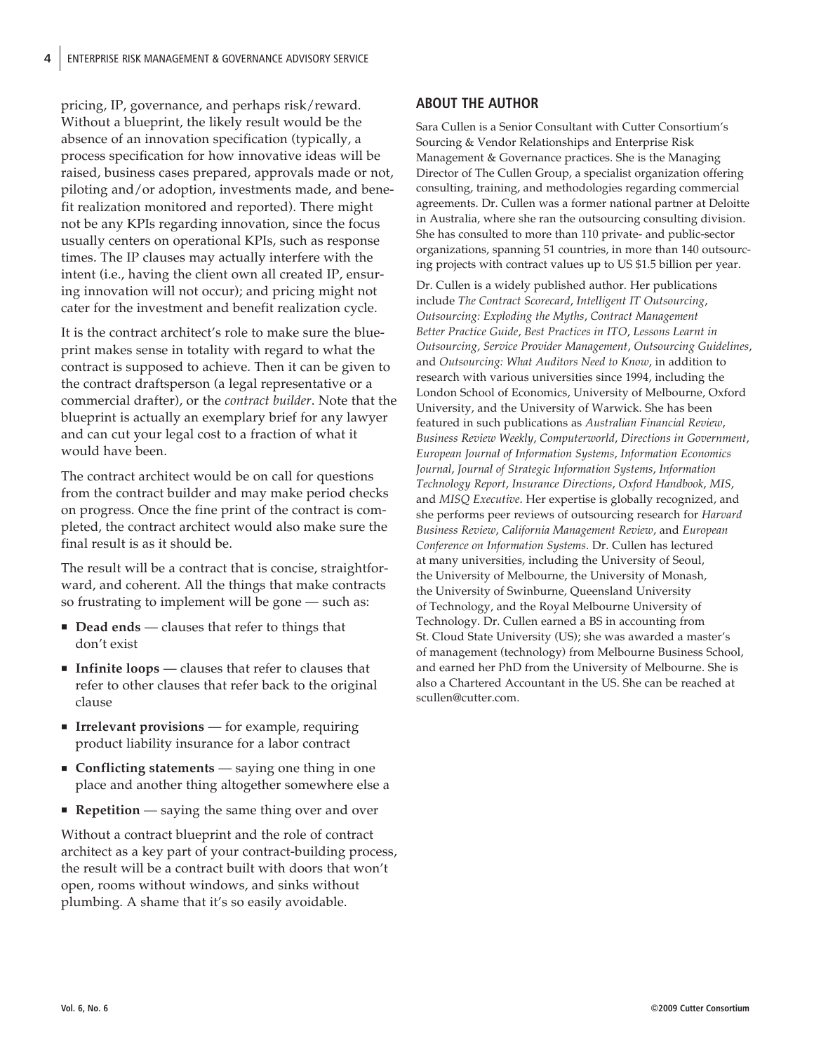pricing, IP, governance, and perhaps risk/reward. Without a blueprint, the likely result would be the absence of an innovation specification (typically, a process specification for how innovative ideas will be raised, business cases prepared, approvals made or not, piloting and/or adoption, investments made, and benefit realization monitored and reported). There might not be any KPIs regarding innovation, since the focus usually centers on operational KPIs, such as response times. The IP clauses may actually interfere with the intent (i.e., having the client own all created IP, ensuring innovation will not occur); and pricing might not cater for the investment and benefit realization cycle.

It is the contract architect's role to make sure the blueprint makes sense in totality with regard to what the contract is supposed to achieve. Then it can be given to the contract draftsperson (a legal representative or a commercial drafter), or the *contract builder*. Note that the blueprint is actually an exemplary brief for any lawyer and can cut your legal cost to a fraction of what it would have been.

The contract architect would be on call for questions from the contract builder and may make period checks on progress. Once the fine print of the contract is completed, the contract architect would also make sure the final result is as it should be.

The result will be a contract that is concise, straightforward, and coherent. All the things that make contracts so frustrating to implement will be gone — such as:

- **Dead ends** — clauses that refer to things that don't exist
- **Infinite loops** — clauses that refer to clauses that refer to other clauses that refer back to the original clause
- **Irrelevant provisions** — for example, requiring product liability insurance for a labor contract
- **Conflicting statements** — saying one thing in one place and another thing altogether somewhere else a
- **Repetition** — saying the same thing over and over

Without a contract blueprint and the role of contract architect as a key part of your contract-building process, the result will be a contract built with doors that won't open, rooms without windows, and sinks without plumbing. A shame that it's so easily avoidable.

## ABOUT THE AUTHOR

Sara Cullen is a Senior Consultant with Cutter Consortium's Sourcing & Vendor Relationships and Enterprise Risk Management & Governance practices. She is the Managing Director of The Cullen Group, a specialist organization offering consulting, training, and methodologies regarding commercial agreements. Dr. Cullen was a former national partner at Deloitte in Australia, where she ran the outsourcing consulting division. She has consulted to more than 110 private- and public-sector organizations, spanning 51 countries, in more than 140 outsourcing projects with contract values up to US $1.5 billion per year.

Dr. Cullen is a widely published author. Her publications include *The Contract Scorecard*, *Intelligent IT Outsourcing*, *Outsourcing: Exploding the Myths*, *Contract Management Better Practice Guide*, *Best Practices in ITO*, *Lessons Learnt in Outsourcing*, *Service Provider Management*, *Outsourcing Guidelines*, and *Outsourcing: What Auditors Need to Know*, in addition to research with various universities since 1994, including the London School of Economics, University of Melbourne, Oxford University, and the University of Warwick. She has been featured in such publications as *Australian Financial Review*, *Business Review Weekly*, *Computerworld*, *Directions in Government*, *European Journal of Information Systems*, *Information Economics Journal*, *Journal of Strategic Information Systems*, *Information Technology Report*, *Insurance Directions*, *Oxford Handbook*, *MIS*, and *MISQ Executive*. Her expertise is globally recognized, and she performs peer reviews of outsourcing research for *Harvard Business Review*, *California Management Review*, and *European Conference on Information Systems*. Dr. Cullen has lectured at many universities, including the University of Seoul, the University of Melbourne, the University of Monash, the University of Swinburne, Queensland University of Technology, and the Royal Melbourne University of Technology. Dr. Cullen earned a BS in accounting from St. Cloud State University (US); she was awarded a master's of management (technology) from Melbourne Business School, and earned her PhD from the University of Melbourne. She is also a Chartered Accountant in the US. She can be reached at scullen@cutter.com.